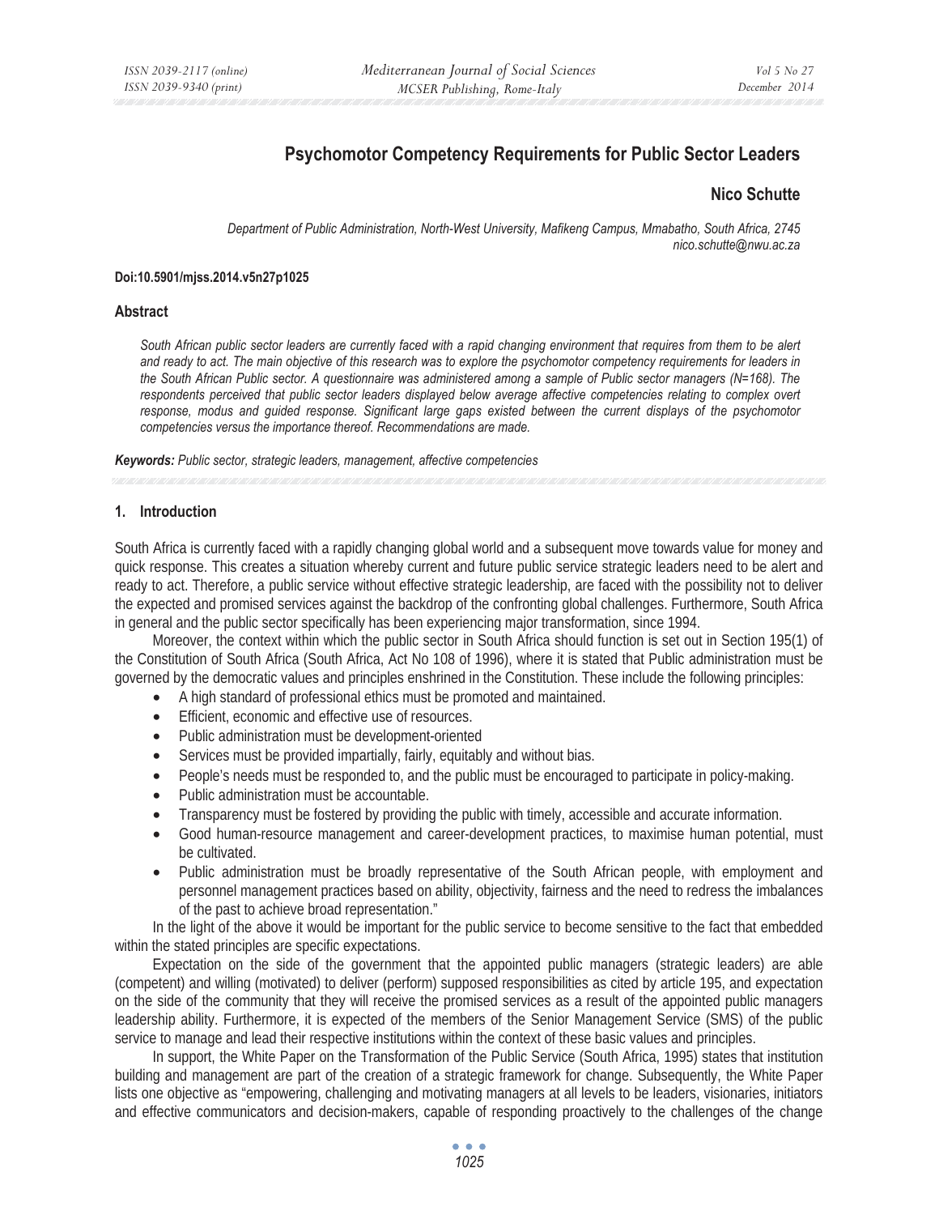# Psychomotor Competency Requirements for Public Sector Leaders

**Nico Schutte**

*Department of Public Administration, North-West University, Mafikeng Campus, Mmabatho, South Africa, 2745*
*nico.schutte@nwu.ac.za*

**Doi:10.5901/mjss.2014.v5n27p1025**

## Abstract

*South African public sector leaders are currently faced with a rapid changing environment that requires from them to be alert and ready to act. The main objective of this research was to explore the psychomotor competency requirements for leaders in the South African Public sector. A questionnaire was administered among a sample of Public sector managers (N=168). The respondents perceived that public sector leaders displayed below average affective competencies relating to complex overt response, modus and guided response. Significant large gaps existed between the current displays of the psychomotor competencies versus the importance thereof. Recommendations are made.*

***Keywords:*** *Public sector, strategic leaders, management, affective competencies*

## 1. Introduction

South Africa is currently faced with a rapidly changing global world and a subsequent move towards value for money and quick response. This creates a situation whereby current and future public service strategic leaders need to be alert and ready to act. Therefore, a public service without effective strategic leadership, are faced with the possibility not to deliver the expected and promised services against the backdrop of the confronting global challenges. Furthermore, South Africa in general and the public sector specifically has been experiencing major transformation, since 1994.

Moreover, the context within which the public sector in South Africa should function is set out in Section 195(1) of the Constitution of South Africa (South Africa, Act No 108 of 1996), where it is stated that Public administration must be governed by the democratic values and principles enshrined in the Constitution. These include the following principles:

- A high standard of professional ethics must be promoted and maintained.
- Efficient, economic and effective use of resources.
- Public administration must be development-oriented
- Services must be provided impartially, fairly, equitably and without bias.
- People's needs must be responded to, and the public must be encouraged to participate in policy-making.
- Public administration must be accountable.
- Transparency must be fostered by providing the public with timely, accessible and accurate information.
- Good human-resource management and career-development practices, to maximise human potential, must be cultivated.
- Public administration must be broadly representative of the South African people, with employment and personnel management practices based on ability, objectivity, fairness and the need to redress the imbalances of the past to achieve broad representation."

In the light of the above it would be important for the public service to become sensitive to the fact that embedded within the stated principles are specific expectations.

Expectation on the side of the government that the appointed public managers (strategic leaders) are able (competent) and willing (motivated) to deliver (perform) supposed responsibilities as cited by article 195, and expectation on the side of the community that they will receive the promised services as a result of the appointed public managers leadership ability. Furthermore, it is expected of the members of the Senior Management Service (SMS) of the public service to manage and lead their respective institutions within the context of these basic values and principles.

In support, the White Paper on the Transformation of the Public Service (South Africa, 1995) states that institution building and management are part of the creation of a strategic framework for change. Subsequently, the White Paper lists one objective as "empowering, challenging and motivating managers at all levels to be leaders, visionaries, initiators and effective communicators and decision-makers, capable of responding proactively to the challenges of the change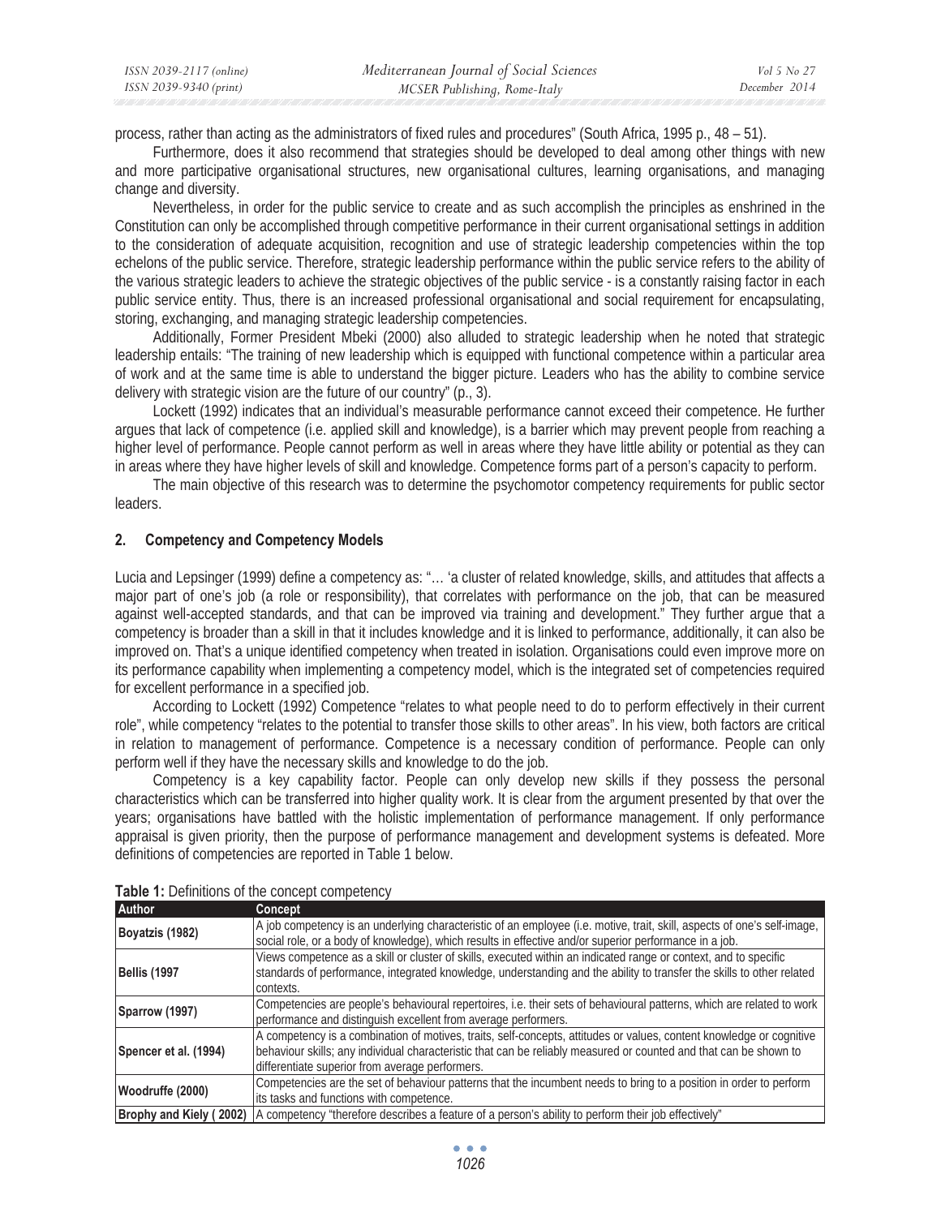process, rather than acting as the administrators of fixed rules and procedures" (South Africa, 1995 p., 48 – 51).

Furthermore, does it also recommend that strategies should be developed to deal among other things with new and more participative organisational structures, new organisational cultures, learning organisations, and managing change and diversity.

Nevertheless, in order for the public service to create and as such accomplish the principles as enshrined in the Constitution can only be accomplished through competitive performance in their current organisational settings in addition to the consideration of adequate acquisition, recognition and use of strategic leadership competencies within the top echelons of the public service. Therefore, strategic leadership performance within the public service refers to the ability of the various strategic leaders to achieve the strategic objectives of the public service - is a constantly raising factor in each public service entity. Thus, there is an increased professional organisational and social requirement for encapsulating, storing, exchanging, and managing strategic leadership competencies.

Additionally, Former President Mbeki (2000) also alluded to strategic leadership when he noted that strategic leadership entails: "The training of new leadership which is equipped with functional competence within a particular area of work and at the same time is able to understand the bigger picture. Leaders who has the ability to combine service delivery with strategic vision are the future of our country" (p., 3).

Lockett (1992) indicates that an individual's measurable performance cannot exceed their competence. He further argues that lack of competence (i.e. applied skill and knowledge), is a barrier which may prevent people from reaching a higher level of performance. People cannot perform as well in areas where they have little ability or potential as they can in areas where they have higher levels of skill and knowledge. Competence forms part of a person's capacity to perform.

The main objective of this research was to determine the psychomotor competency requirements for public sector leaders.

## 2. Competency and Competency Models

Lucia and Lepsinger (1999) define a competency as: "… 'a cluster of related knowledge, skills, and attitudes that affects a major part of one's job (a role or responsibility), that correlates with performance on the job, that can be measured against well-accepted standards, and that can be improved via training and development." They further argue that a competency is broader than a skill in that it includes knowledge and it is linked to performance, additionally, it can also be improved on. That's a unique identified competency when treated in isolation. Organisations could even improve more on its performance capability when implementing a competency model, which is the integrated set of competencies required for excellent performance in a specified job.

According to Lockett (1992) Competence "relates to what people need to do to perform effectively in their current role", while competency "relates to the potential to transfer those skills to other areas". In his view, both factors are critical in relation to management of performance. Competence is a necessary condition of performance. People can only perform well if they have the necessary skills and knowledge to do the job.

Competency is a key capability factor. People can only develop new skills if they possess the personal characteristics which can be transferred into higher quality work. It is clear from the argument presented by that over the years; organisations have battled with the holistic implementation of performance management. If only performance appraisal is given priority, then the purpose of performance management and development systems is defeated. More definitions of competencies are reported in Table 1 below.

**Table 1:** Definitions of the concept competency

| Author | Concept |
|---|---|
| **Boyatzis (1982)** | A job competency is an underlying characteristic of an employee (i.e. motive, trait, skill, aspects of one's self-image, social role, or a body of knowledge), which results in effective and/or superior performance in a job. |
| **Bellis (1997** | Views competence as a skill or cluster of skills, executed within an indicated range or context, and to specific standards of performance, integrated knowledge, understanding and the ability to transfer the skills to other related contexts. |
| **Sparrow (1997)** | Competencies are people's behavioural repertoires, i.e. their sets of behavioural patterns, which are related to work performance and distinguish excellent from average performers. |
| **Spencer et al. (1994)** | A competency is a combination of motives, traits, self-concepts, attitudes or values, content knowledge or cognitive behaviour skills; any individual characteristic that can be reliably measured or counted and that can be shown to differentiate superior from average performers. |
| **Woodruffe (2000)** | Competencies are the set of behaviour patterns that the incumbent needs to bring to a position in order to perform its tasks and functions with competence. |
| **Brophy and Kiely ( 2002)** | A competency "therefore describes a feature of a person's ability to perform their job effectively" |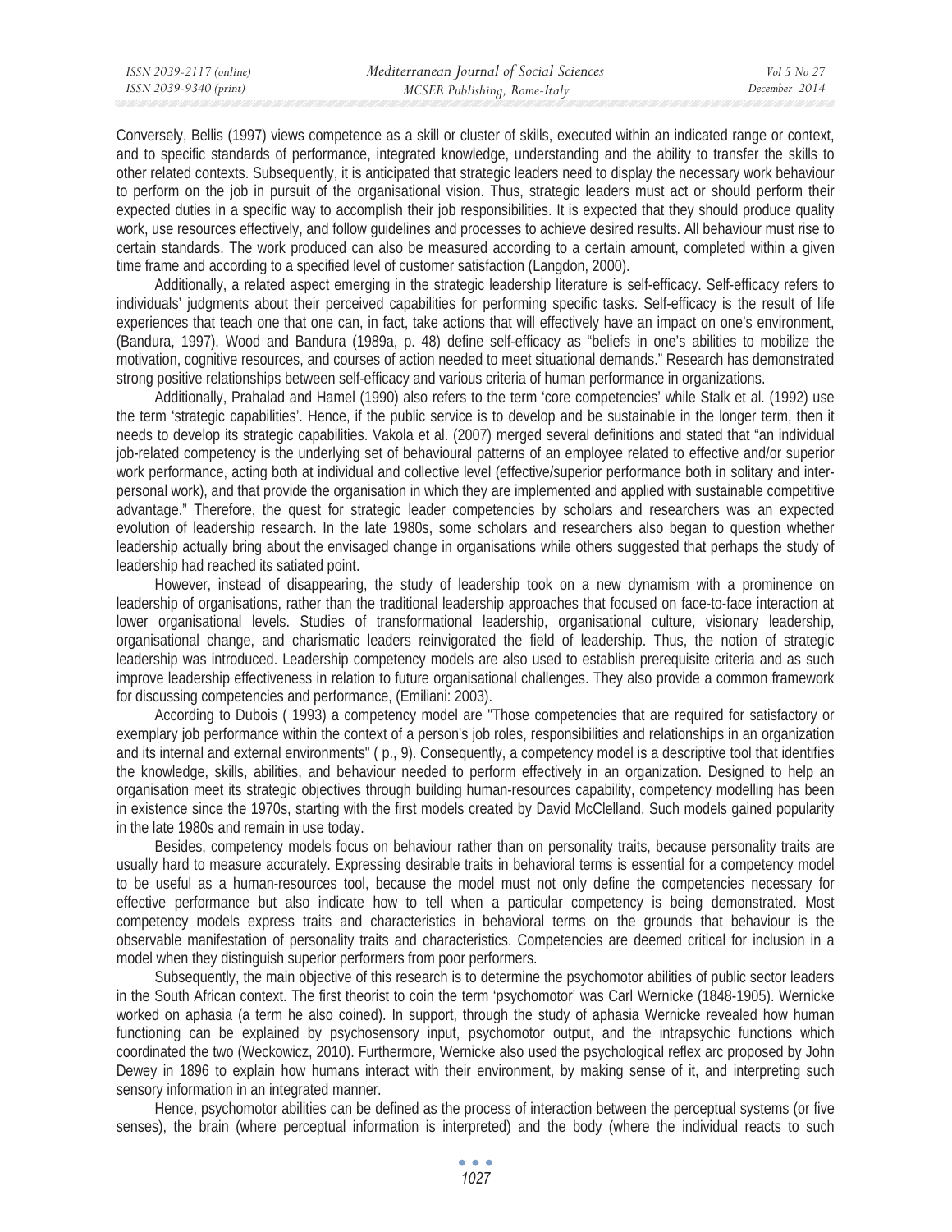Conversely, Bellis (1997) views competence as a skill or cluster of skills, executed within an indicated range or context, and to specific standards of performance, integrated knowledge, understanding and the ability to transfer the skills to other related contexts. Subsequently, it is anticipated that strategic leaders need to display the necessary work behaviour to perform on the job in pursuit of the organisational vision. Thus, strategic leaders must act or should perform their expected duties in a specific way to accomplish their job responsibilities. It is expected that they should produce quality work, use resources effectively, and follow guidelines and processes to achieve desired results. All behaviour must rise to certain standards. The work produced can also be measured according to a certain amount, completed within a given time frame and according to a specified level of customer satisfaction (Langdon, 2000).

Additionally, a related aspect emerging in the strategic leadership literature is self-efficacy. Self-efficacy refers to individuals' judgments about their perceived capabilities for performing specific tasks. Self-efficacy is the result of life experiences that teach one that one can, in fact, take actions that will effectively have an impact on one's environment, (Bandura, 1997). Wood and Bandura (1989a, p. 48) define self-efficacy as "beliefs in one's abilities to mobilize the motivation, cognitive resources, and courses of action needed to meet situational demands." Research has demonstrated strong positive relationships between self-efficacy and various criteria of human performance in organizations.

Additionally, Prahalad and Hamel (1990) also refers to the term 'core competencies' while Stalk et al. (1992) use the term 'strategic capabilities'. Hence, if the public service is to develop and be sustainable in the longer term, then it needs to develop its strategic capabilities. Vakola et al. (2007) merged several definitions and stated that "an individual job-related competency is the underlying set of behavioural patterns of an employee related to effective and/or superior work performance, acting both at individual and collective level (effective/superior performance both in solitary and inter-personal work), and that provide the organisation in which they are implemented and applied with sustainable competitive advantage." Therefore, the quest for strategic leader competencies by scholars and researchers was an expected evolution of leadership research. In the late 1980s, some scholars and researchers also began to question whether leadership actually bring about the envisaged change in organisations while others suggested that perhaps the study of leadership had reached its satiated point.

However, instead of disappearing, the study of leadership took on a new dynamism with a prominence on leadership of organisations, rather than the traditional leadership approaches that focused on face-to-face interaction at lower organisational levels. Studies of transformational leadership, organisational culture, visionary leadership, organisational change, and charismatic leaders reinvigorated the field of leadership. Thus, the notion of strategic leadership was introduced. Leadership competency models are also used to establish prerequisite criteria and as such improve leadership effectiveness in relation to future organisational challenges. They also provide a common framework for discussing competencies and performance, (Emiliani: 2003).

According to Dubois ( 1993) a competency model are "Those competencies that are required for satisfactory or exemplary job performance within the context of a person's job roles, responsibilities and relationships in an organization and its internal and external environments" ( p., 9). Consequently, a competency model is a descriptive tool that identifies the knowledge, skills, abilities, and behaviour needed to perform effectively in an organization. Designed to help an organisation meet its strategic objectives through building human-resources capability, competency modelling has been in existence since the 1970s, starting with the first models created by David McClelland. Such models gained popularity in the late 1980s and remain in use today.

Besides, competency models focus on behaviour rather than on personality traits, because personality traits are usually hard to measure accurately. Expressing desirable traits in behavioral terms is essential for a competency model to be useful as a human-resources tool, because the model must not only define the competencies necessary for effective performance but also indicate how to tell when a particular competency is being demonstrated. Most competency models express traits and characteristics in behavioral terms on the grounds that behaviour is the observable manifestation of personality traits and characteristics. Competencies are deemed critical for inclusion in a model when they distinguish superior performers from poor performers.

Subsequently, the main objective of this research is to determine the psychomotor abilities of public sector leaders in the South African context. The first theorist to coin the term 'psychomotor' was Carl Wernicke (1848-1905). Wernicke worked on aphasia (a term he also coined). In support, through the study of aphasia Wernicke revealed how human functioning can be explained by psychosensory input, psychomotor output, and the intrapsychic functions which coordinated the two (Weckowicz, 2010). Furthermore, Wernicke also used the psychological reflex arc proposed by John Dewey in 1896 to explain how humans interact with their environment, by making sense of it, and interpreting such sensory information in an integrated manner.

Hence, psychomotor abilities can be defined as the process of interaction between the perceptual systems (or five senses), the brain (where perceptual information is interpreted) and the body (where the individual reacts to such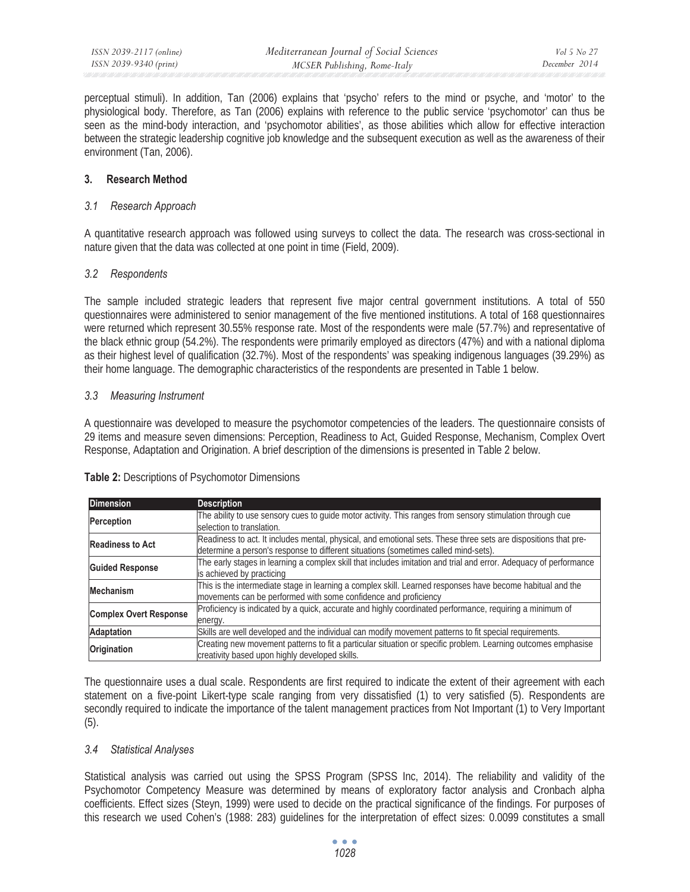perceptual stimuli). In addition, Tan (2006) explains that 'psycho' refers to the mind or psyche, and 'motor' to the physiological body. Therefore, as Tan (2006) explains with reference to the public service 'psychomotor' can thus be seen as the mind-body interaction, and 'psychomotor abilities', as those abilities which allow for effective interaction between the strategic leadership cognitive job knowledge and the subsequent execution as well as the awareness of their environment (Tan, 2006).

## 3. Research Method

### *3.1 Research Approach*

A quantitative research approach was followed using surveys to collect the data. The research was cross-sectional in nature given that the data was collected at one point in time (Field, 2009).

### *3.2 Respondents*

The sample included strategic leaders that represent five major central government institutions. A total of 550 questionnaires were administered to senior management of the five mentioned institutions. A total of 168 questionnaires were returned which represent 30.55% response rate. Most of the respondents were male (57.7%) and representative of the black ethnic group (54.2%). The respondents were primarily employed as directors (47%) and with a national diploma as their highest level of qualification (32.7%). Most of the respondents' was speaking indigenous languages (39.29%) as their home language. The demographic characteristics of the respondents are presented in Table 1 below.

### *3.3 Measuring Instrument*

A questionnaire was developed to measure the psychomotor competencies of the leaders. The questionnaire consists of 29 items and measure seven dimensions: Perception, Readiness to Act, Guided Response, Mechanism, Complex Overt Response, Adaptation and Origination. A brief description of the dimensions is presented in Table 2 below.

**Table 2:** Descriptions of Psychomotor Dimensions

| Dimension | Description |
|---|---|
| **Perception** | The ability to use sensory cues to guide motor activity. This ranges from sensory stimulation through cue selection to translation. |
| **Readiness to Act** | Readiness to act. It includes mental, physical, and emotional sets. These three sets are dispositions that pre-determine a person's response to different situations (sometimes called mind-sets). |
| **Guided Response** | The early stages in learning a complex skill that includes imitation and trial and error. Adequacy of performance is achieved by practicing |
| **Mechanism** | This is the intermediate stage in learning a complex skill. Learned responses have become habitual and the movements can be performed with some confidence and proficiency |
| **Complex Overt Response** | Proficiency is indicated by a quick, accurate and highly coordinated performance, requiring a minimum of energy. |
| **Adaptation** | Skills are well developed and the individual can modify movement patterns to fit special requirements. |
| **Origination** | Creating new movement patterns to fit a particular situation or specific problem. Learning outcomes emphasise creativity based upon highly developed skills. |

The questionnaire uses a dual scale. Respondents are first required to indicate the extent of their agreement with each statement on a five-point Likert-type scale ranging from very dissatisfied (1) to very satisfied (5). Respondents are secondly required to indicate the importance of the talent management practices from Not Important (1) to Very Important (5).

### *3.4 Statistical Analyses*

Statistical analysis was carried out using the SPSS Program (SPSS Inc, 2014). The reliability and validity of the Psychomotor Competency Measure was determined by means of exploratory factor analysis and Cronbach alpha coefficients. Effect sizes (Steyn, 1999) were used to decide on the practical significance of the findings. For purposes of this research we used Cohen's (1988: 283) guidelines for the interpretation of effect sizes: 0.0099 constitutes a small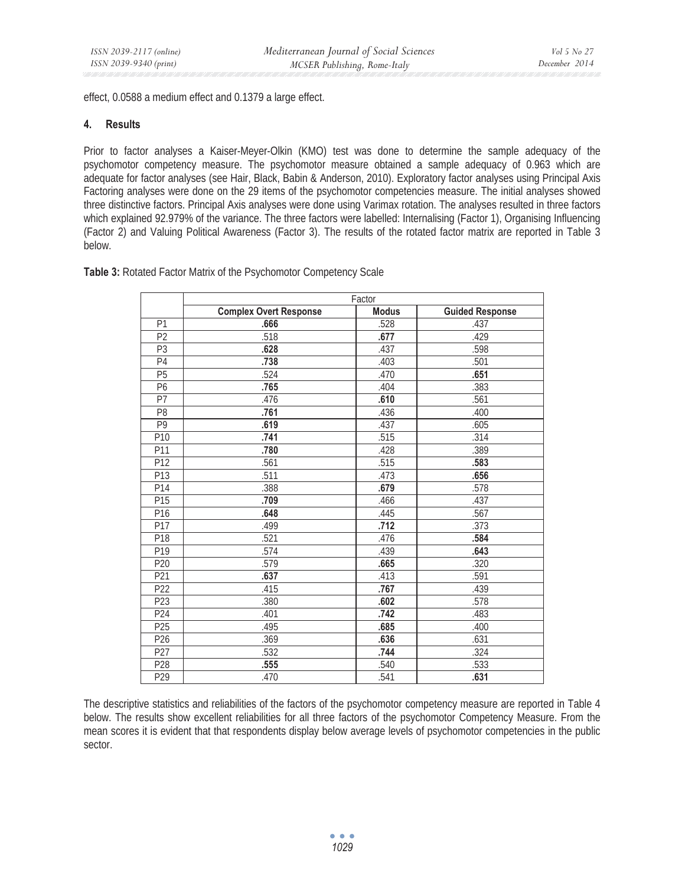effect, 0.0588 a medium effect and 0.1379 a large effect.

## 4. Results

Prior to factor analyses a Kaiser-Meyer-Olkin (KMO) test was done to determine the sample adequacy of the psychomotor competency measure. The psychomotor measure obtained a sample adequacy of 0.963 which are adequate for factor analyses (see Hair, Black, Babin & Anderson, 2010). Exploratory factor analyses using Principal Axis Factoring analyses were done on the 29 items of the psychomotor competencies measure. The initial analyses showed three distinctive factors. Principal Axis analyses were done using Varimax rotation. The analyses resulted in three factors which explained 92.979% of the variance. The three factors were labelled: Internalising (Factor 1), Organising Influencing (Factor 2) and Valuing Political Awareness (Factor 3). The results of the rotated factor matrix are reported in Table 3 below.

**Table 3:** Rotated Factor Matrix of the Psychomotor Competency Scale

| | Factor | | |
|---|---|---|---|
| | **Complex Overt Response** | **Modus** | **Guided Response** |
| P1 | **.666** | .528 | .437 |
| P2 | .518 | **.677** | .429 |
| P3 | **.628** | .437 | .598 |
| P4 | **.738** | .403 | .501 |
| P5 | .524 | .470 | **.651** |
| P6 | **.765** | .404 | .383 |
| P7 | .476 | **.610** | .561 |
| P8 | **.761** | .436 | .400 |
| P9 | **.619** | .437 | .605 |
| P10 | **.741** | .515 | .314 |
| P11 | **.780** | .428 | .389 |
| P12 | .561 | .515 | **.583** |
| P13 | .511 | .473 | **.656** |
| P14 | .388 | **.679** | .578 |
| P15 | **.709** | .466 | .437 |
| P16 | **.648** | .445 | .567 |
| P17 | .499 | **.712** | .373 |
| P18 | .521 | .476 | **.584** |
| P19 | .574 | .439 | **.643** |
| P20 | .579 | **.665** | .320 |
| P21 | **.637** | .413 | .591 |
| P22 | .415 | **.767** | .439 |
| P23 | .380 | **.602** | .578 |
| P24 | .401 | **.742** | .483 |
| P25 | .495 | **.685** | .400 |
| P26 | .369 | **.636** | .631 |
| P27 | .532 | **.744** | .324 |
| P28 | **.555** | .540 | .533 |
| P29 | .470 | .541 | **.631** |

The descriptive statistics and reliabilities of the factors of the psychomotor competency measure are reported in Table 4 below. The results show excellent reliabilities for all three factors of the psychomotor Competency Measure. From the mean scores it is evident that that respondents display below average levels of psychomotor competencies in the public sector.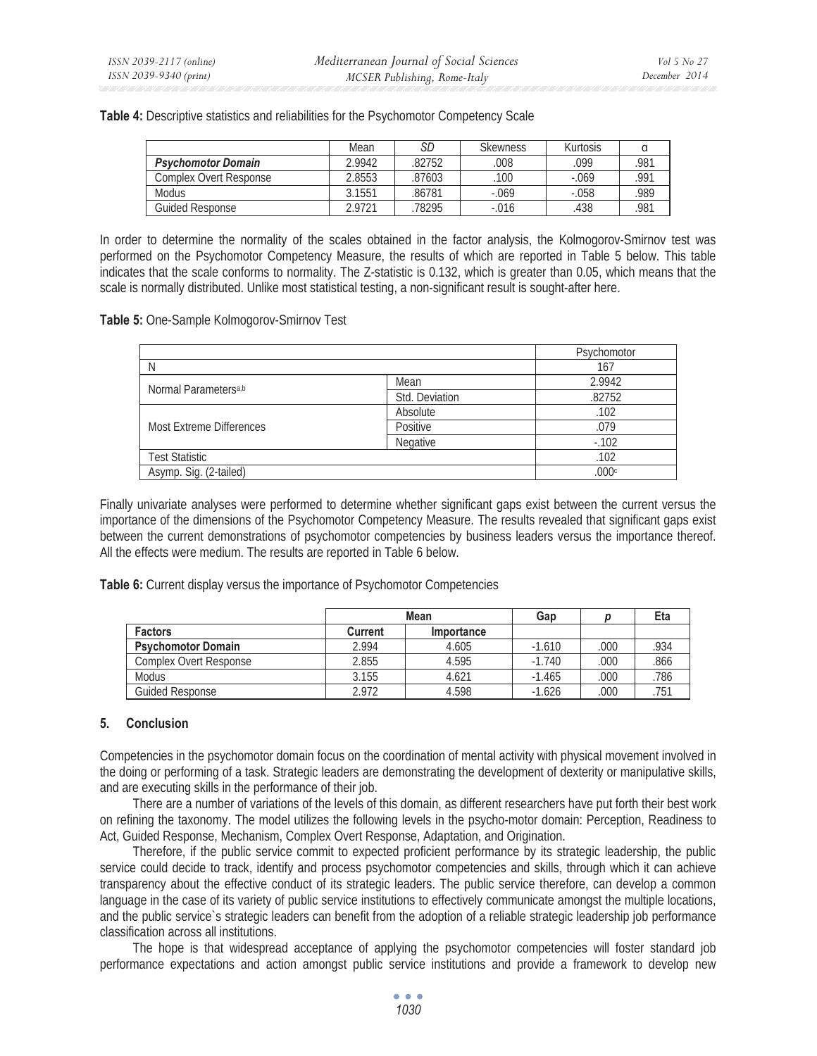**Table 4:** Descriptive statistics and reliabilities for the Psychomotor Competency Scale

| | Mean | *SD* | Skewness | Kurtosis | α |
|---|---|---|---|---|---|
| ***Psychomotor Domain*** | 2.9942 | .82752 | .008 | .099 | .981 |
| Complex Overt Response | 2.8553 | .87603 | .100 | -.069 | .991 |
| Modus | 3.1551 | .86781 | -.069 | -.058 | .989 |
| Guided Response | 2.9721 | .78295 | -.016 | .438 | .981 |

In order to determine the normality of the scales obtained in the factor analysis, the Kolmogorov-Smirnov test was performed on the Psychomotor Competency Measure, the results of which are reported in Table 5 below. This table indicates that the scale conforms to normality. The Z-statistic is 0.132, which is greater than 0.05, which means that the scale is normally distributed. Unlike most statistical testing, a non-significant result is sought-after here.

**Table 5:** One-Sample Kolmogorov-Smirnov Test

| | | Psychomotor |
|---|---|---|
| N | | 167 |
| Normal Parameters[a,b] | Mean | 2.9942 |
| | Std. Deviation | .82752 |
| Most Extreme Differences | Absolute | .102 |
| | Positive | .079 |
| | Negative | -.102 |
| Test Statistic | | .102 |
| Asymp. Sig. (2-tailed) | | .000[c] |

Finally univariate analyses were performed to determine whether significant gaps exist between the current versus the importance of the dimensions of the Psychomotor Competency Measure. The results revealed that significant gaps exist between the current demonstrations of psychomotor competencies by business leaders versus the importance thereof. All the effects were medium. The results are reported in Table 6 below.

**Table 6:** Current display versus the importance of Psychomotor Competencies

| | **Mean** | | **Gap** | ***p*** | **Eta** |
|---|---|---|---|---|---|
| **Factors** | **Current** | **Importance** | | | |
| **Psychomotor Domain** | 2.994 | 4.605 | -1.610 | .000 | .934 |
| Complex Overt Response | 2.855 | 4.595 | -1.740 | .000 | .866 |
| Modus | 3.155 | 4.621 | -1.465 | .000 | .786 |
| Guided Response | 2.972 | 4.598 | -1.626 | .000 | .751 |

## 5. Conclusion

Competencies in the psychomotor domain focus on the coordination of mental activity with physical movement involved in the doing or performing of a task. Strategic leaders are demonstrating the development of dexterity or manipulative skills, and are executing skills in the performance of their job.

There are a number of variations of the levels of this domain, as different researchers have put forth their best work on refining the taxonomy. The model utilizes the following levels in the psycho-motor domain: Perception, Readiness to Act, Guided Response, Mechanism, Complex Overt Response, Adaptation, and Origination.

Therefore, if the public service commit to expected proficient performance by its strategic leadership, the public service could decide to track, identify and process psychomotor competencies and skills, through which it can achieve transparency about the effective conduct of its strategic leaders. The public service therefore, can develop a common language in the case of its variety of public service institutions to effectively communicate amongst the multiple locations, and the public service`s strategic leaders can benefit from the adoption of a reliable strategic leadership job performance classification across all institutions.

The hope is that widespread acceptance of applying the psychomotor competencies will foster standard job performance expectations and action amongst public service institutions and provide a framework to develop new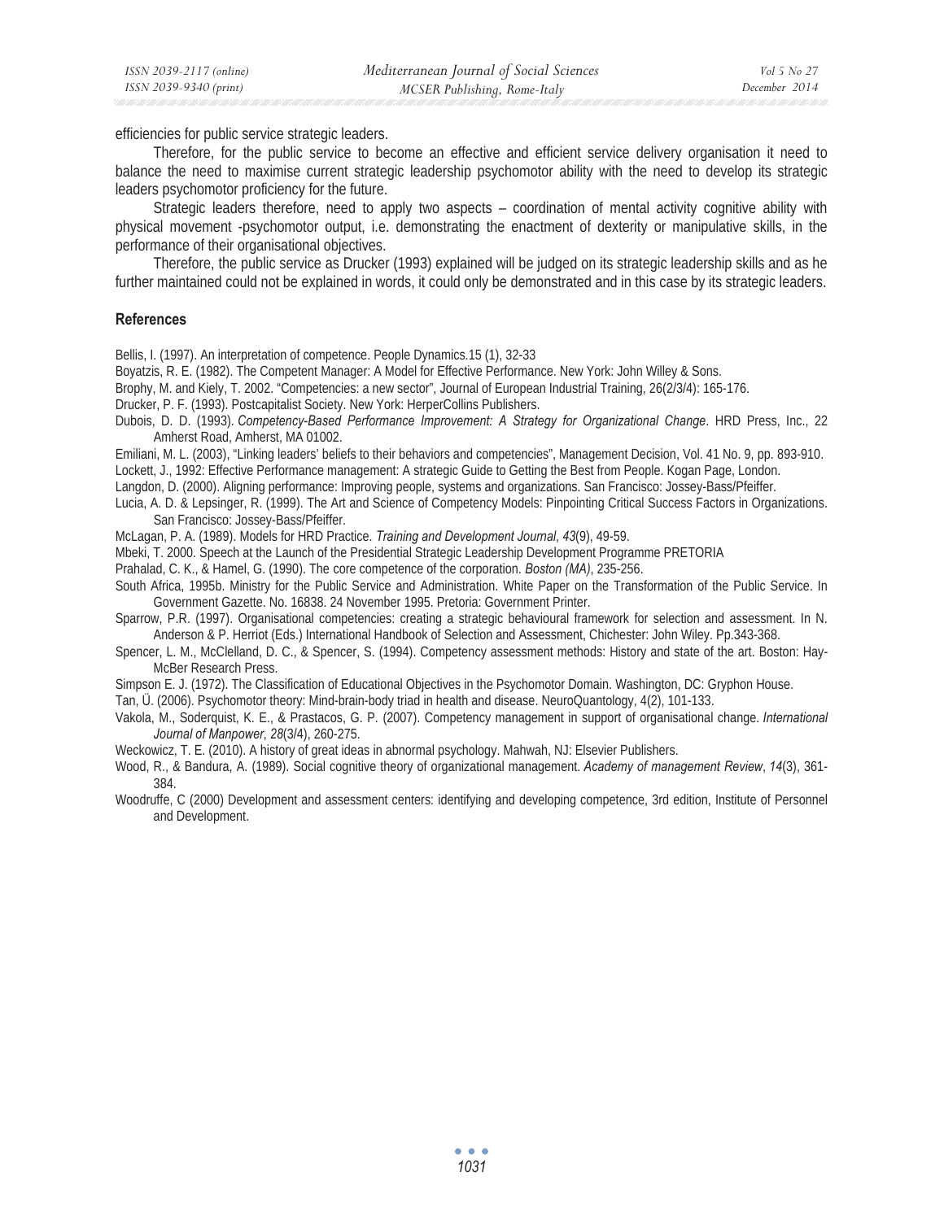efficiencies for public service strategic leaders.

Therefore, for the public service to become an effective and efficient service delivery organisation it need to balance the need to maximise current strategic leadership psychomotor ability with the need to develop its strategic leaders psychomotor proficiency for the future.

Strategic leaders therefore, need to apply two aspects – coordination of mental activity cognitive ability with physical movement -psychomotor output, i.e. demonstrating the enactment of dexterity or manipulative skills, in the performance of their organisational objectives.

Therefore, the public service as Drucker (1993) explained will be judged on its strategic leadership skills and as he further maintained could not be explained in words, it could only be demonstrated and in this case by its strategic leaders.

## References

Bellis, I. (1997). An interpretation of competence. People Dynamics.15 (1), 32-33

Boyatzis, R. E. (1982). The Competent Manager: A Model for Effective Performance. New York: John Willey & Sons.

Brophy, M. and Kiely, T. 2002. "Competencies: a new sector", Journal of European Industrial Training, 26(2/3/4): 165-176.

Drucker, P. F. (1993). Postcapitalist Society. New York: HerperCollins Publishers.

Dubois, D. D. (1993). *Competency-Based Performance Improvement: A Strategy for Organizational Change*. HRD Press, Inc., 22 Amherst Road, Amherst, MA 01002.

Emiliani, M. L. (2003), "Linking leaders' beliefs to their behaviors and competencies", Management Decision, Vol. 41 No. 9, pp. 893-910.

Lockett, J., 1992: Effective Performance management: A strategic Guide to Getting the Best from People. Kogan Page, London.

Langdon, D. (2000). Aligning performance: Improving people, systems and organizations. San Francisco: Jossey-Bass/Pfeiffer.

Lucia, A. D. & Lepsinger, R. (1999). The Art and Science of Competency Models: Pinpointing Critical Success Factors in Organizations. San Francisco: Jossey-Bass/Pfeiffer.

McLagan, P. A. (1989). Models for HRD Practice. *Training and Development Journal*, *43*(9), 49-59.

Mbeki, T. 2000. Speech at the Launch of the Presidential Strategic Leadership Development Programme PRETORIA

Prahalad, C. K., & Hamel, G. (1990). The core competence of the corporation. *Boston (MA)*, 235-256.

South Africa, 1995b. Ministry for the Public Service and Administration. White Paper on the Transformation of the Public Service. In Government Gazette. No. 16838. 24 November 1995. Pretoria: Government Printer.

Sparrow, P.R. (1997). Organisational competencies: creating a strategic behavioural framework for selection and assessment. In N. Anderson & P. Herriot (Eds.) International Handbook of Selection and Assessment, Chichester: John Wiley. Pp.343-368.

Spencer, L. M., McClelland, D. C., & Spencer, S. (1994). Competency assessment methods: History and state of the art. Boston: Hay-McBer Research Press.

Simpson E. J. (1972). The Classification of Educational Objectives in the Psychomotor Domain. Washington, DC: Gryphon House.

Tan, Ü. (2006). Psychomotor theory: Mind-brain-body triad in health and disease. NeuroQuantology, 4(2), 101-133.

Vakola, M., Soderquist, K. E., & Prastacos, G. P. (2007). Competency management in support of organisational change. *International Journal of Manpower*, *28*(3/4), 260-275.

Weckowicz, T. E. (2010). A history of great ideas in abnormal psychology. Mahwah, NJ: Elsevier Publishers.

Wood, R., & Bandura, A. (1989). Social cognitive theory of organizational management. *Academy of management Review*, *14*(3), 361-384.

Woodruffe, C (2000) Development and assessment centers: identifying and developing competence, 3rd edition, Institute of Personnel and Development.